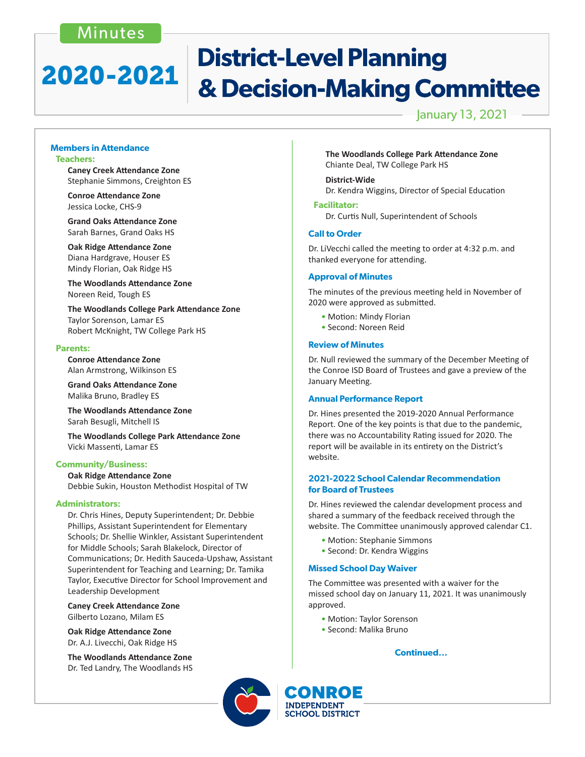Minutes

# 2020-2021 District-Level Planning & Decision-Making Committee

January 13, 2021

## Members in Attendance

### Teachers:

**Caney Creek Attendance Zone**
Stephanie Simmons, Creighton ES

**Conroe Attendance Zone**
Jessica Locke, CHS-9

**Grand Oaks Attendance Zone**
Sarah Barnes, Grand Oaks HS

**Oak Ridge Attendance Zone**
Diana Hardgrave, Houser ES
Mindy Florian, Oak Ridge HS

**The Woodlands Attendance Zone**
Noreen Reid, Tough ES

**The Woodlands College Park Attendance Zone**
Taylor Sorenson, Lamar ES
Robert McKnight, TW College Park HS

### Parents:

**Conroe Attendance Zone**
Alan Armstrong, Wilkinson ES

**Grand Oaks Attendance Zone**
Malika Bruno, Bradley ES

**The Woodlands Attendance Zone**
Sarah Besugli, Mitchell IS

**The Woodlands College Park Attendance Zone**
Vicki Massenti, Lamar ES

### Community/Business:

**Oak Ridge Attendance Zone**
Debbie Sukin, Houston Methodist Hospital of TW

### Administrators:

Dr. Chris Hines, Deputy Superintendent; Dr. Debbie Phillips, Assistant Superintendent for Elementary Schools; Dr. Shellie Winkler, Assistant Superintendent for Middle Schools; Sarah Blakelock, Director of Communications; Dr. Hedith Sauceda-Upshaw, Assistant Superintendent for Teaching and Learning; Dr. Tamika Taylor, Executive Director for School Improvement and Leadership Development

**Caney Creek Attendance Zone**
Gilberto Lozano, Milam ES

**Oak Ridge Attendance Zone**
Dr. A.J. Livecchi, Oak Ridge HS

**The Woodlands Attendance Zone**
Dr. Ted Landry, The Woodlands HS

**The Woodlands College Park Attendance Zone**
Chiante Deal, TW College Park HS

**District-Wide**
Dr. Kendra Wiggins, Director of Special Education

### Facilitator:

Dr. Curtis Null, Superintendent of Schools

## Call to Order

Dr. LiVecchi called the meeting to order at 4:32 p.m. and thanked everyone for attending.

## Approval of Minutes

The minutes of the previous meeting held in November of 2020 were approved as submitted.

- Motion: Mindy Florian
- Second: Noreen Reid

## Review of Minutes

Dr. Null reviewed the summary of the December Meeting of the Conroe ISD Board of Trustees and gave a preview of the January Meeting.

## Annual Performance Report

Dr. Hines presented the 2019-2020 Annual Performance Report. One of the key points is that due to the pandemic, there was no Accountability Rating issued for 2020. The report will be available in its entirety on the District's website.

## 2021-2022 School Calendar Recommendation for Board of Trustees

Dr. Hines reviewed the calendar development process and shared a summary of the feedback received through the website. The Committee unanimously approved calendar C1.

- Motion: Stephanie Simmons
- Second: Dr. Kendra Wiggins

## Missed School Day Waiver

The Committee was presented with a waiver for the missed school day on January 11, 2021. It was unanimously approved.

- Motion: Taylor Sorenson
- Second: Malika Bruno

**Continued...**

CONROE INDEPENDENT SCHOOL DISTRICT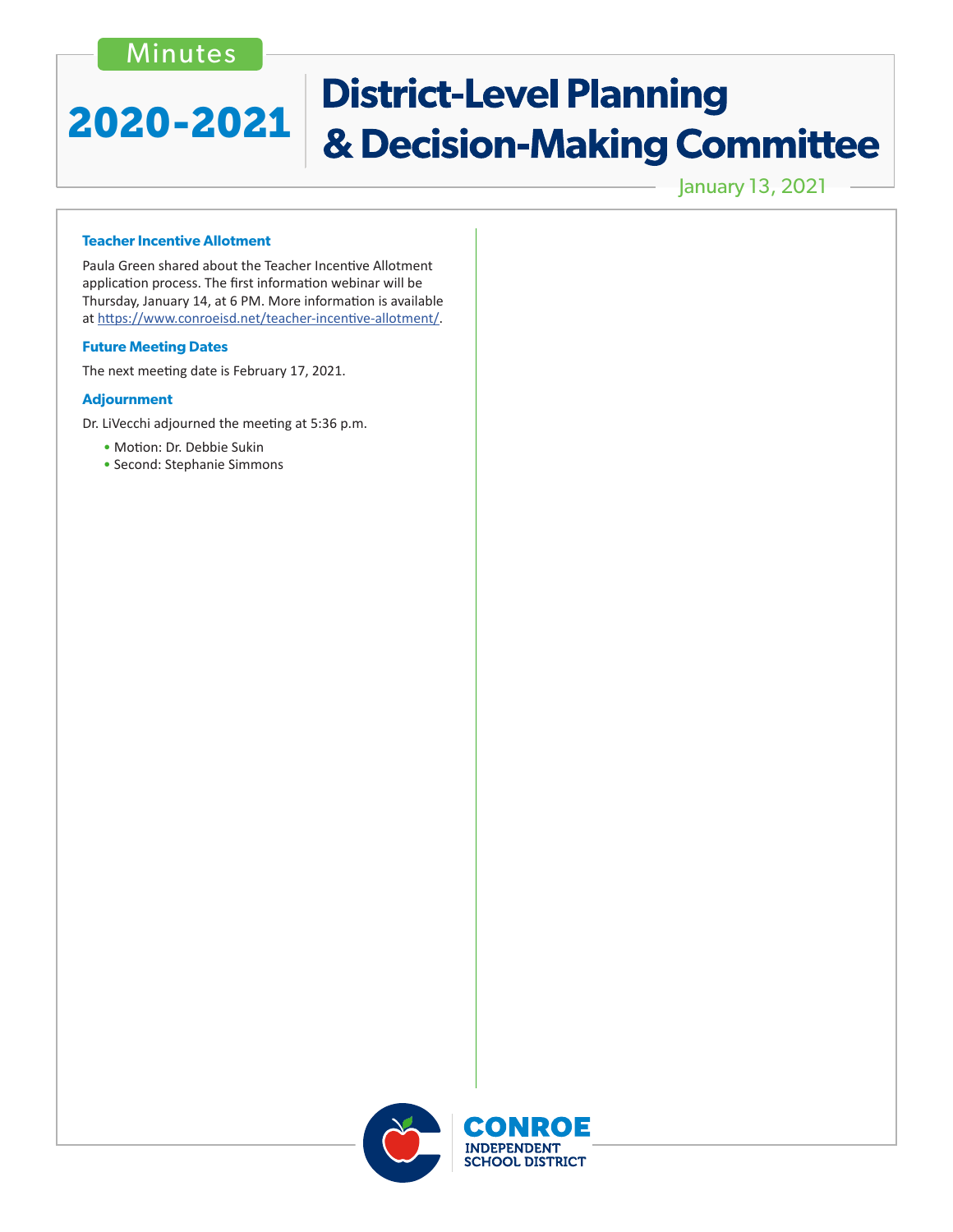Minutes

# 2020-2021 District-Level Planning & Decision-Making Committee

January 13, 2021

### Teacher Incentive Allotment

Paula Green shared about the Teacher Incentive Allotment application process. The first information webinar will be Thursday, January 14, at 6 PM. More information is available at https://www.conroeisd.net/teacher-incentive-allotment/.

### Future Meeting Dates

The next meeting date is February 17, 2021.

### Adjournment

Dr. LiVecchi adjourned the meeting at 5:36 p.m.

- Motion: Dr. Debbie Sukin
- Second: Stephanie Simmons

CONROE INDEPENDENT SCHOOL DISTRICT